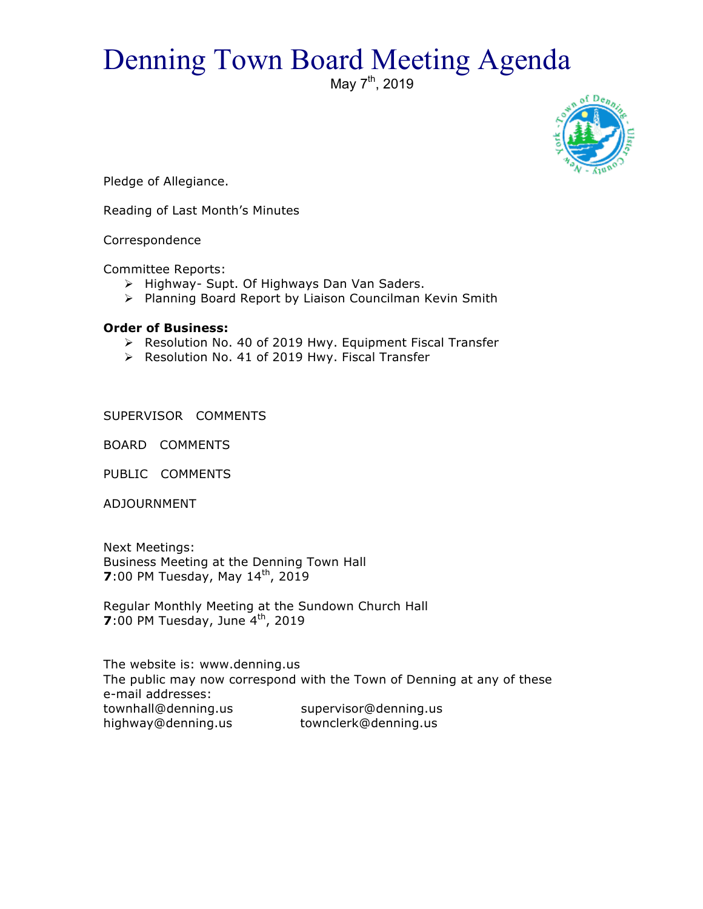# Denning Town Board Meeting Agenda

May 7th, 2019

Pledge of Allegiance.

Reading of Last Month's Minutes

Correspondence

Committee Reports:

- Highway- Supt. Of Highways Dan Van Saders.
- Planning Board Report by Liaison Councilman Kevin Smith

**Order of Business:**

- Resolution No. 40 of 2019 Hwy. Equipment Fiscal Transfer
- Resolution No. 41 of 2019 Hwy. Fiscal Transfer

SUPERVISOR COMMENTS

BOARD COMMENTS

PUBLIC COMMENTS

ADJOURNMENT

Next Meetings:
Business Meeting at the Denning Town Hall
**7**:00 PM Tuesday, May 14th, 2019

Regular Monthly Meeting at the Sundown Church Hall
**7**:00 PM Tuesday, June 4th, 2019

The website is: www.denning.us
The public may now correspond with the Town of Denning at any of these e-mail addresses:

townhall@denning.us    supervisor@denning.us
highway@denning.us    townclerk@denning.us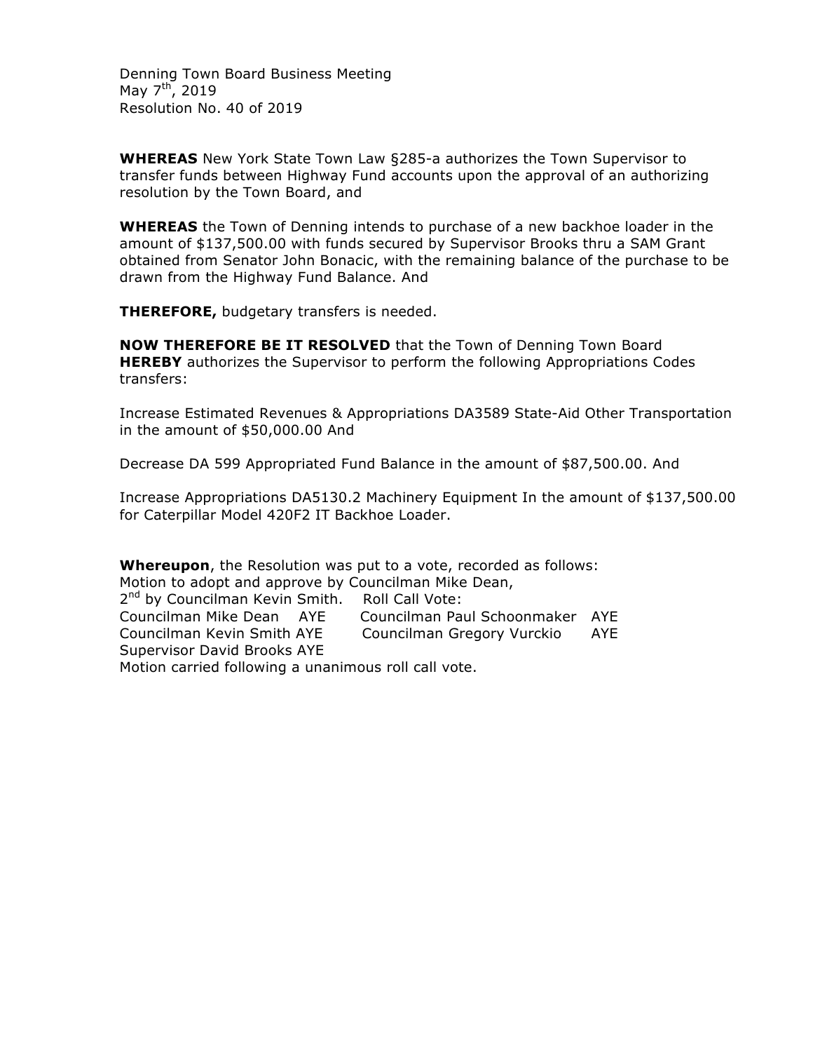Denning Town Board Business Meeting
May 7th, 2019
Resolution No. 40 of 2019

**WHEREAS** New York State Town Law §285-a authorizes the Town Supervisor to transfer funds between Highway Fund accounts upon the approval of an authorizing resolution by the Town Board, and

**WHEREAS** the Town of Denning intends to purchase of a new backhoe loader in the amount of $137,500.00 with funds secured by Supervisor Brooks thru a SAM Grant obtained from Senator John Bonacic, with the remaining balance of the purchase to be drawn from the Highway Fund Balance. And

**THEREFORE,** budgetary transfers is needed.

**NOW THEREFORE BE IT RESOLVED** that the Town of Denning Town Board **HEREBY** authorizes the Supervisor to perform the following Appropriations Codes transfers:

Increase Estimated Revenues & Appropriations DA3589 State-Aid Other Transportation in the amount of $50,000.00 And

Decrease DA 599 Appropriated Fund Balance in the amount of $87,500.00. And

Increase Appropriations DA5130.2 Machinery Equipment In the amount of $137,500.00 for Caterpillar Model 420F2 IT Backhoe Loader.

**Whereupon**, the Resolution was put to a vote, recorded as follows:
Motion to adopt and approve by Councilman Mike Dean,
2nd by Councilman Kevin Smith. Roll Call Vote:
Councilman Mike Dean AYE Councilman Paul Schoonmaker AYE
Councilman Kevin Smith AYE Councilman Gregory Vurckio AYE
Supervisor David Brooks AYE
Motion carried following a unanimous roll call vote.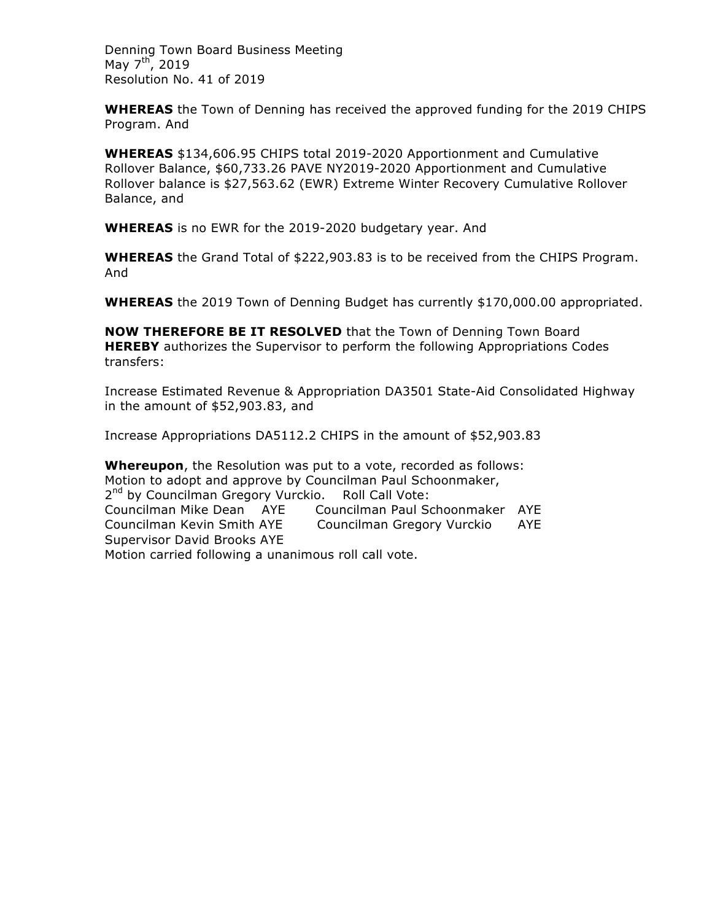Denning Town Board Business Meeting
May 7th, 2019
Resolution No. 41 of 2019

**WHEREAS** the Town of Denning has received the approved funding for the 2019 CHIPS Program. And

**WHEREAS** $134,606.95 CHIPS total 2019-2020 Apportionment and Cumulative Rollover Balance, $60,733.26 PAVE NY2019-2020 Apportionment and Cumulative Rollover balance is $27,563.62 (EWR) Extreme Winter Recovery Cumulative Rollover Balance, and

**WHEREAS** is no EWR for the 2019-2020 budgetary year. And

**WHEREAS** the Grand Total of $222,903.83 is to be received from the CHIPS Program. And

**WHEREAS** the 2019 Town of Denning Budget has currently $170,000.00 appropriated.

**NOW THEREFORE BE IT RESOLVED** that the Town of Denning Town Board **HEREBY** authorizes the Supervisor to perform the following Appropriations Codes transfers:

Increase Estimated Revenue & Appropriation DA3501 State-Aid Consolidated Highway in the amount of $52,903.83, and

Increase Appropriations DA5112.2 CHIPS in the amount of $52,903.83

**Whereupon**, the Resolution was put to a vote, recorded as follows:
Motion to adopt and approve by Councilman Paul Schoonmaker,
2nd by Councilman Gregory Vurckio. Roll Call Vote:

| | | | |
|---|---|---|---|
| Councilman Mike Dean | AYE | Councilman Paul Schoonmaker | AYE |
| Councilman Kevin Smith | AYE | Councilman Gregory Vurckio | AYE |
| Supervisor David Brooks | AYE | | |

Motion carried following a unanimous roll call vote.